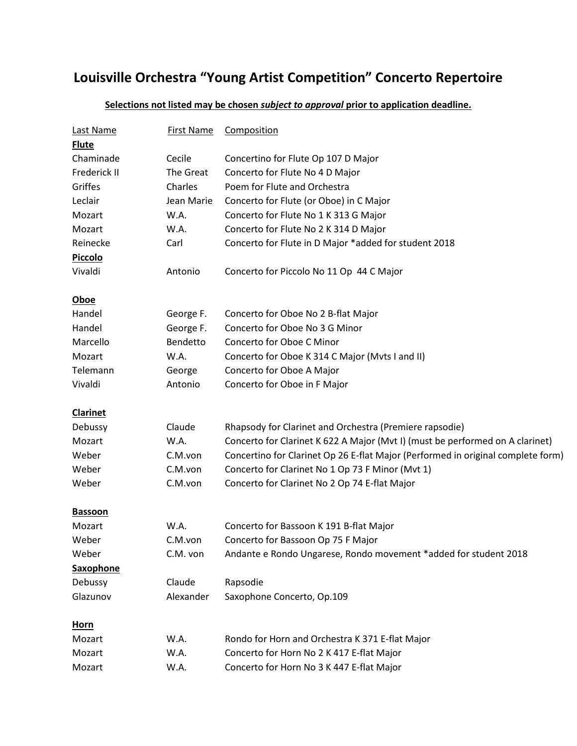# Louisville Orchestra "Young Artist Competition" Concerto Repertoire

**Selections not listed may be chosen *subject to approval* prior to application deadline.**

| Last Name | First Name | Composition |
|---|---|---|
| **Flute** | | |
| Chaminade | Cecile | Concertino for Flute Op 107 D Major |
| Frederick II | The Great | Concerto for Flute No 4 D Major |
| Griffes | Charles | Poem for Flute and Orchestra |
| Leclair | Jean Marie | Concerto for Flute (or Oboe) in C Major |
| Mozart | W.A. | Concerto for Flute No 1 K 313 G Major |
| Mozart | W.A. | Concerto for Flute No 2 K 314 D Major |
| Reinecke | Carl | Concerto for Flute in D Major *added for student 2018 |
| **Piccolo** | | |
| Vivaldi | Antonio | Concerto for Piccolo No 11 Op 44 C Major |
| **Oboe** | | |
| Handel | George F. | Concerto for Oboe No 2 B-flat Major |
| Handel | George F. | Concerto for Oboe No 3 G Minor |
| Marcello | Bendetto | Concerto for Oboe C Minor |
| Mozart | W.A. | Concerto for Oboe K 314 C Major (Mvts I and II) |
| Telemann | George | Concerto for Oboe A Major |
| Vivaldi | Antonio | Concerto for Oboe in F Major |
| **Clarinet** | | |
| Debussy | Claude | Rhapsody for Clarinet and Orchestra (Premiere rapsodie) |
| Mozart | W.A. | Concerto for Clarinet K 622 A Major (Mvt I) (must be performed on A clarinet) |
| Weber | C.M.von | Concertino for Clarinet Op 26 E-flat Major (Performed in original complete form) |
| Weber | C.M.von | Concerto for Clarinet No 1 Op 73 F Minor (Mvt 1) |
| Weber | C.M.von | Concerto for Clarinet No 2 Op 74 E-flat Major |
| **Bassoon** | | |
| Mozart | W.A. | Concerto for Bassoon K 191 B-flat Major |
| Weber | C.M.von | Concerto for Bassoon Op 75 F Major |
| Weber | C.M. von | Andante e Rondo Ungarese, Rondo movement *added for student 2018 |
| **Saxophone** | | |
| Debussy | Claude | Rapsodie |
| Glazunov | Alexander | Saxophone Concerto, Op.109 |
| **Horn** | | |
| Mozart | W.A. | Rondo for Horn and Orchestra K 371 E-flat Major |
| Mozart | W.A. | Concerto for Horn No 2 K 417 E-flat Major |
| Mozart | W.A. | Concerto for Horn No 3 K 447 E-flat Major |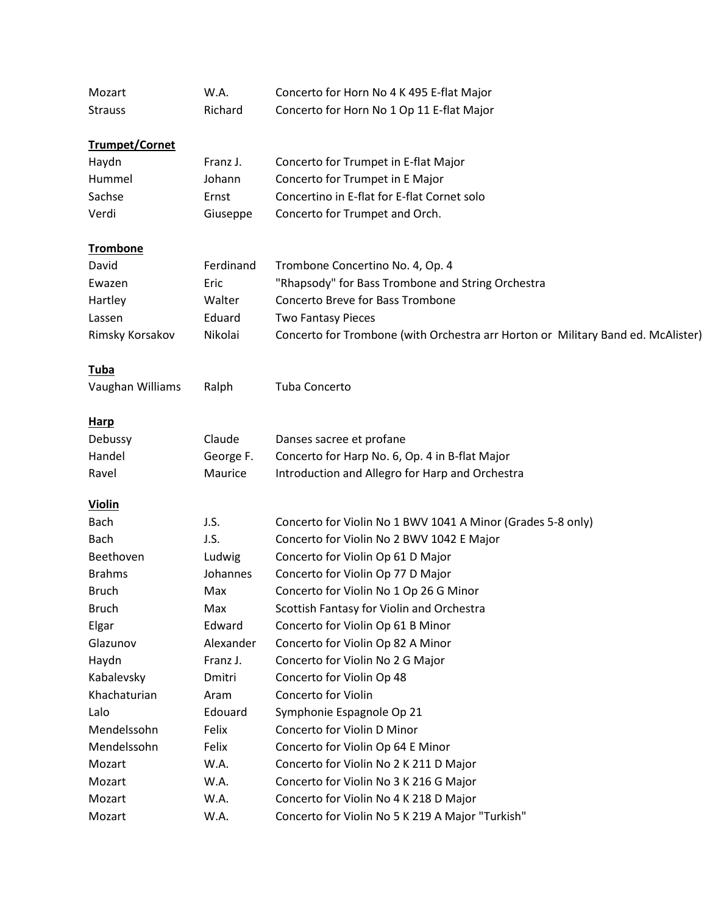| | | |
|---|---|---|
| Mozart | W.A. | Concerto for Horn No 4 K 495 E-flat Major |
| Strauss | Richard | Concerto for Horn No 1 Op 11 E-flat Major |

**Trumpet/Cornet**

| | | |
|---|---|---|
| Haydn | Franz J. | Concerto for Trumpet in E-flat Major |
| Hummel | Johann | Concerto for Trumpet in E Major |
| Sachse | Ernst | Concertino in E-flat for E-flat Cornet solo |
| Verdi | Giuseppe | Concerto for Trumpet and Orch. |

**Trombone**

| | | |
|---|---|---|
| David | Ferdinand | Trombone Concertino No. 4, Op. 4 |
| Ewazen | Eric | "Rhapsody" for Bass Trombone and String Orchestra |
| Hartley | Walter | Concerto Breve for Bass Trombone |
| Lassen | Eduard | Two Fantasy Pieces |
| Rimsky Korsakov | Nikolai | Concerto for Trombone (with Orchestra arr Horton or Military Band ed. McAlister) |

**Tuba**

| | | |
|---|---|---|
| Vaughan Williams | Ralph | Tuba Concerto |

**Harp**

| | | |
|---|---|---|
| Debussy | Claude | Danses sacree et profane |
| Handel | George F. | Concerto for Harp No. 6, Op. 4 in B-flat Major |
| Ravel | Maurice | Introduction and Allegro for Harp and Orchestra |

**Violin**

| | | |
|---|---|---|
| Bach | J.S. | Concerto for Violin No 1 BWV 1041 A Minor (Grades 5-8 only) |
| Bach | J.S. | Concerto for Violin No 2 BWV 1042 E Major |
| Beethoven | Ludwig | Concerto for Violin Op 61 D Major |
| Brahms | Johannes | Concerto for Violin Op 77 D Major |
| Bruch | Max | Concerto for Violin No 1 Op 26 G Minor |
| Bruch | Max | Scottish Fantasy for Violin and Orchestra |
| Elgar | Edward | Concerto for Violin Op 61 B Minor |
| Glazunov | Alexander | Concerto for Violin Op 82 A Minor |
| Haydn | Franz J. | Concerto for Violin No 2 G Major |
| Kabalevsky | Dmitri | Concerto for Violin Op 48 |
| Khachaturian | Aram | Concerto for Violin |
| Lalo | Edouard | Symphonie Espagnole Op 21 |
| Mendelssohn | Felix | Concerto for Violin D Minor |
| Mendelssohn | Felix | Concerto for Violin Op 64 E Minor |
| Mozart | W.A. | Concerto for Violin No 2 K 211 D Major |
| Mozart | W.A. | Concerto for Violin No 3 K 216 G Major |
| Mozart | W.A. | Concerto for Violin No 4 K 218 D Major |
| Mozart | W.A. | Concerto for Violin No 5 K 219 A Major "Turkish" |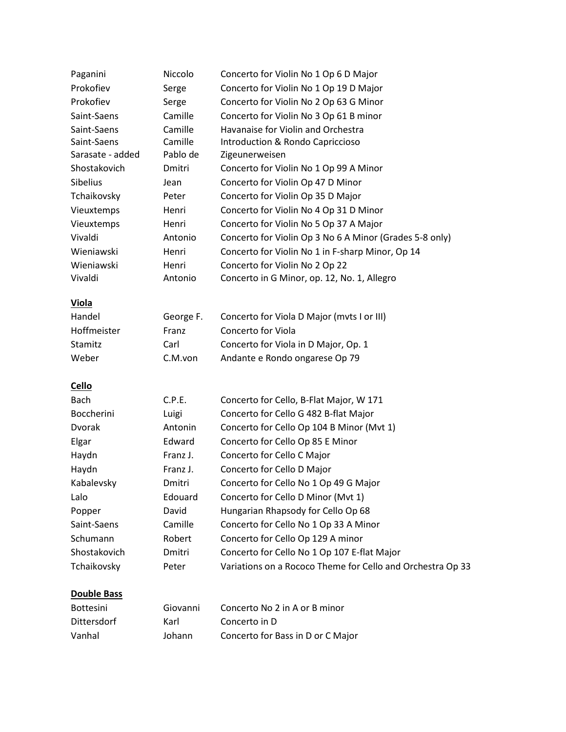| | | |
|---|---|---|
| Paganini | Niccolo | Concerto for Violin No 1 Op 6 D Major |
| Prokofiev | Serge | Concerto for Violin No 1 Op 19 D Major |
| Prokofiev | Serge | Concerto for Violin No 2 Op 63 G Minor |
| Saint-Saens | Camille | Concerto for Violin No 3 Op 61 B minor |
| Saint-Saens | Camille | Havanaise for Violin and Orchestra |
| Saint-Saens | Camille | Introduction & Rondo Capriccioso |
| Sarasate - added | Pablo de | Zigeunerweisen |
| Shostakovich | Dmitri | Concerto for Violin No 1 Op 99 A Minor |
| Sibelius | Jean | Concerto for Violin Op 47 D Minor |
| Tchaikovsky | Peter | Concerto for Violin Op 35 D Major |
| Vieuxtemps | Henri | Concerto for Violin No 4 Op 31 D Minor |
| Vieuxtemps | Henri | Concerto for Violin No 5 Op 37 A Major |
| Vivaldi | Antonio | Concerto for Violin Op 3 No 6 A Minor (Grades 5-8 only) |
| Wieniawski | Henri | Concerto for Violin No 1 in F-sharp Minor, Op 14 |
| Wieniawski | Henri | Concerto for Violin No 2 Op 22 |
| Vivaldi | Antonio | Concerto in G Minor, op. 12, No. 1, Allegro |

**Viola**

| | | |
|---|---|---|
| Handel | George F. | Concerto for Viola D Major (mvts I or III) |
| Hoffmeister | Franz | Concerto for Viola |
| Stamitz | Carl | Concerto for Viola in D Major, Op. 1 |
| Weber | C.M.von | Andante e Rondo ongarese Op 79 |

**Cello**

| | | |
|---|---|---|
| Bach | C.P.E. | Concerto for Cello, B-Flat Major, W 171 |
| Boccherini | Luigi | Concerto for Cello G 482 B-flat Major |
| Dvorak | Antonin | Concerto for Cello Op 104 B Minor (Mvt 1) |
| Elgar | Edward | Concerto for Cello Op 85 E Minor |
| Haydn | Franz J. | Concerto for Cello C Major |
| Haydn | Franz J. | Concerto for Cello D Major |
| Kabalevsky | Dmitri | Concerto for Cello No 1 Op 49 G Major |
| Lalo | Edouard | Concerto for Cello D Minor (Mvt 1) |
| Popper | David | Hungarian Rhapsody for Cello Op 68 |
| Saint-Saens | Camille | Concerto for Cello No 1 Op 33 A Minor |
| Schumann | Robert | Concerto for Cello Op 129 A minor |
| Shostakovich | Dmitri | Concerto for Cello No 1 Op 107 E-flat Major |
| Tchaikovsky | Peter | Variations on a Rococo Theme for Cello and Orchestra Op 33 |

**Double Bass**

| | | |
|---|---|---|
| Bottesini | Giovanni | Concerto No 2 in A or B minor |
| Dittersdorf | Karl | Concerto in D |
| Vanhal | Johann | Concerto for Bass in D or C Major |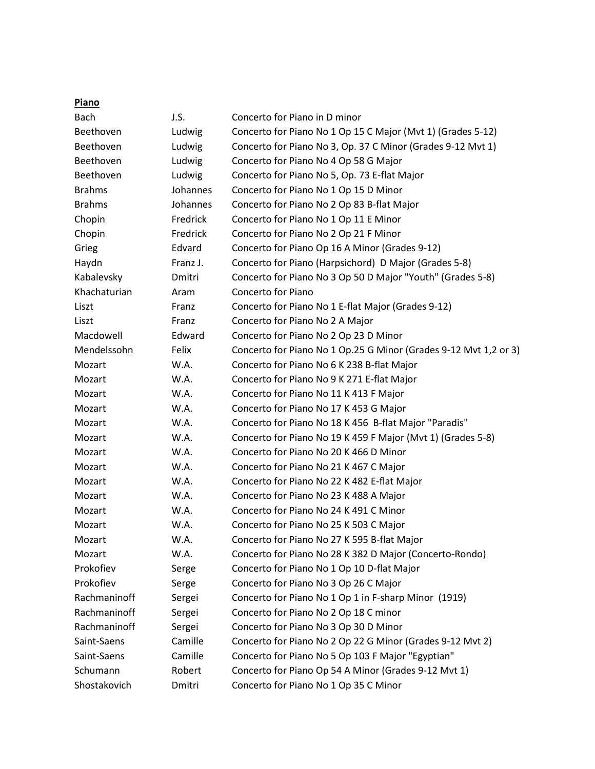**Piano**

| | | |
|---|---|---|
| Bach | J.S. | Concerto for Piano in D minor |
| Beethoven | Ludwig | Concerto for Piano No 1 Op 15 C Major (Mvt 1) (Grades 5-12) |
| Beethoven | Ludwig | Concerto for Piano No 3, Op. 37 C Minor (Grades 9-12 Mvt 1) |
| Beethoven | Ludwig | Concerto for Piano No 4 Op 58 G Major |
| Beethoven | Ludwig | Concerto for Piano No 5, Op. 73 E-flat Major |
| Brahms | Johannes | Concerto for Piano No 1 Op 15 D Minor |
| Brahms | Johannes | Concerto for Piano No 2 Op 83 B-flat Major |
| Chopin | Fredrick | Concerto for Piano No 1 Op 11 E Minor |
| Chopin | Fredrick | Concerto for Piano No 2 Op 21 F Minor |
| Grieg | Edvard | Concerto for Piano Op 16 A Minor (Grades 9-12) |
| Haydn | Franz J. | Concerto for Piano (Harpsichord) D Major (Grades 5-8) |
| Kabalevsky | Dmitri | Concerto for Piano No 3 Op 50 D Major "Youth" (Grades 5-8) |
| Khachaturian | Aram | Concerto for Piano |
| Liszt | Franz | Concerto for Piano No 1 E-flat Major (Grades 9-12) |
| Liszt | Franz | Concerto for Piano No 2 A Major |
| Macdowell | Edward | Concerto for Piano No 2 Op 23 D Minor |
| Mendelssohn | Felix | Concerto for Piano No 1 Op.25 G Minor (Grades 9-12 Mvt 1,2 or 3) |
| Mozart | W.A. | Concerto for Piano No 6 K 238 B-flat Major |
| Mozart | W.A. | Concerto for Piano No 9 K 271 E-flat Major |
| Mozart | W.A. | Concerto for Piano No 11 K 413 F Major |
| Mozart | W.A. | Concerto for Piano No 17 K 453 G Major |
| Mozart | W.A. | Concerto for Piano No 18 K 456 B-flat Major "Paradis" |
| Mozart | W.A. | Concerto for Piano No 19 K 459 F Major (Mvt 1) (Grades 5-8) |
| Mozart | W.A. | Concerto for Piano No 20 K 466 D Minor |
| Mozart | W.A. | Concerto for Piano No 21 K 467 C Major |
| Mozart | W.A. | Concerto for Piano No 22 K 482 E-flat Major |
| Mozart | W.A. | Concerto for Piano No 23 K 488 A Major |
| Mozart | W.A. | Concerto for Piano No 24 K 491 C Minor |
| Mozart | W.A. | Concerto for Piano No 25 K 503 C Major |
| Mozart | W.A. | Concerto for Piano No 27 K 595 B-flat Major |
| Mozart | W.A. | Concerto for Piano No 28 K 382 D Major (Concerto-Rondo) |
| Prokofiev | Serge | Concerto for Piano No 1 Op 10 D-flat Major |
| Prokofiev | Serge | Concerto for Piano No 3 Op 26 C Major |
| Rachmaninoff | Sergei | Concerto for Piano No 1 Op 1 in F-sharp Minor (1919) |
| Rachmaninoff | Sergei | Concerto for Piano No 2 Op 18 C minor |
| Rachmaninoff | Sergei | Concerto for Piano No 3 Op 30 D Minor |
| Saint-Saens | Camille | Concerto for Piano No 2 Op 22 G Minor (Grades 9-12 Mvt 2) |
| Saint-Saens | Camille | Concerto for Piano No 5 Op 103 F Major "Egyptian" |
| Schumann | Robert | Concerto for Piano Op 54 A Minor (Grades 9-12 Mvt 1) |
| Shostakovich | Dmitri | Concerto for Piano No 1 Op 35 C Minor |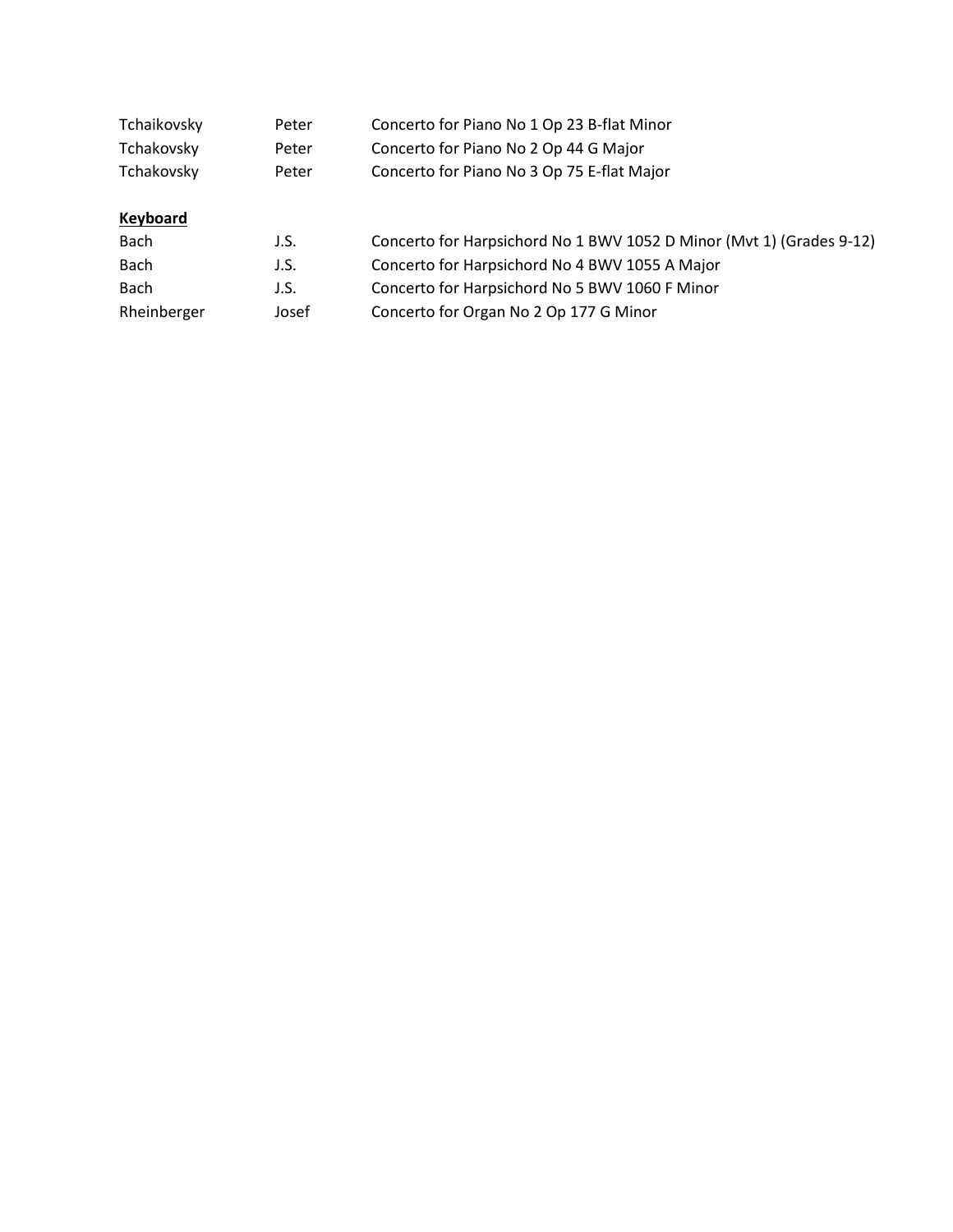| | | |
|---|---|---|
| Tchaikovsky | Peter | Concerto for Piano No 1 Op 23 B-flat Minor |
| Tchakovsky | Peter | Concerto for Piano No 2 Op 44 G Major |
| Tchakovsky | Peter | Concerto for Piano No 3 Op 75 E-flat Major |

**Keyboard**

| | | |
|---|---|---|
| Bach | J.S. | Concerto for Harpsichord No 1 BWV 1052 D Minor (Mvt 1) (Grades 9-12) |
| Bach | J.S. | Concerto for Harpsichord No 4 BWV 1055 A Major |
| Bach | J.S. | Concerto for Harpsichord No 5 BWV 1060 F Minor |
| Rheinberger | Josef | Concerto for Organ No 2 Op 177 G Minor |